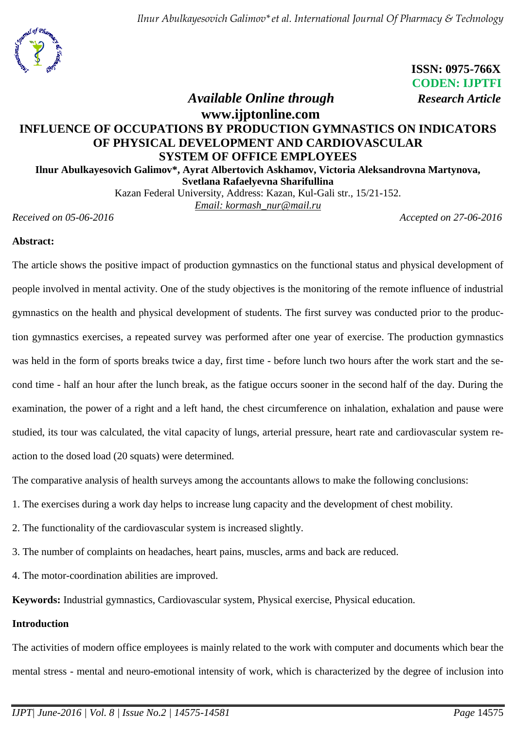ISSN: 0975-766X
CODEN: IJPTFI

*Available Online through* *Research Article*

**www.ijptonline.com**

# INFLUENCE OF OCCUPATIONS BY PRODUCTION GYMNASTICS ON INDICATORS OF PHYSICAL DEVELOPMENT AND CARDIOVASCULAR SYSTEM OF OFFICE EMPLOYEES

**Ilnur Abulkayesovich Galimov*, Ayrat Albertovich Askhamov, Victoria Aleksandrovna Martynova, Svetlana Rafaelyevna Sharifullina**

Kazan Federal University, Address: Kazan, Kul-Gali str., 15/21-152.

Email: kormash_nur@mail.ru

*Received on 05-06-2016* *Accepted on 27-06-2016*

**Abstract:**

The article shows the positive impact of production gymnastics on the functional status and physical development of people involved in mental activity. One of the study objectives is the monitoring of the remote influence of industrial gymnastics on the health and physical development of students. The first survey was conducted prior to the production gymnastics exercises, a repeated survey was performed after one year of exercise. The production gymnastics was held in the form of sports breaks twice a day, first time - before lunch two hours after the work start and the second time - half an hour after the lunch break, as the fatigue occurs sooner in the second half of the day. During the examination, the power of a right and a left hand, the chest circumference on inhalation, exhalation and pause were studied, its tour was calculated, the vital capacity of lungs, arterial pressure, heart rate and cardiovascular system reaction to the dosed load (20 squats) were determined.

The comparative analysis of health surveys among the accountants allows to make the following conclusions:

1. The exercises during a work day helps to increase lung capacity and the development of chest mobility.
2. The functionality of the cardiovascular system is increased slightly.
3. The number of complaints on headaches, heart pains, muscles, arms and back are reduced.
4. The motor-coordination abilities are improved.

**Keywords:** Industrial gymnastics, Cardiovascular system, Physical exercise, Physical education.

## Introduction

The activities of modern office employees is mainly related to the work with computer and documents which bear the mental stress - mental and neuro-emotional intensity of work, which is characterized by the degree of inclusion into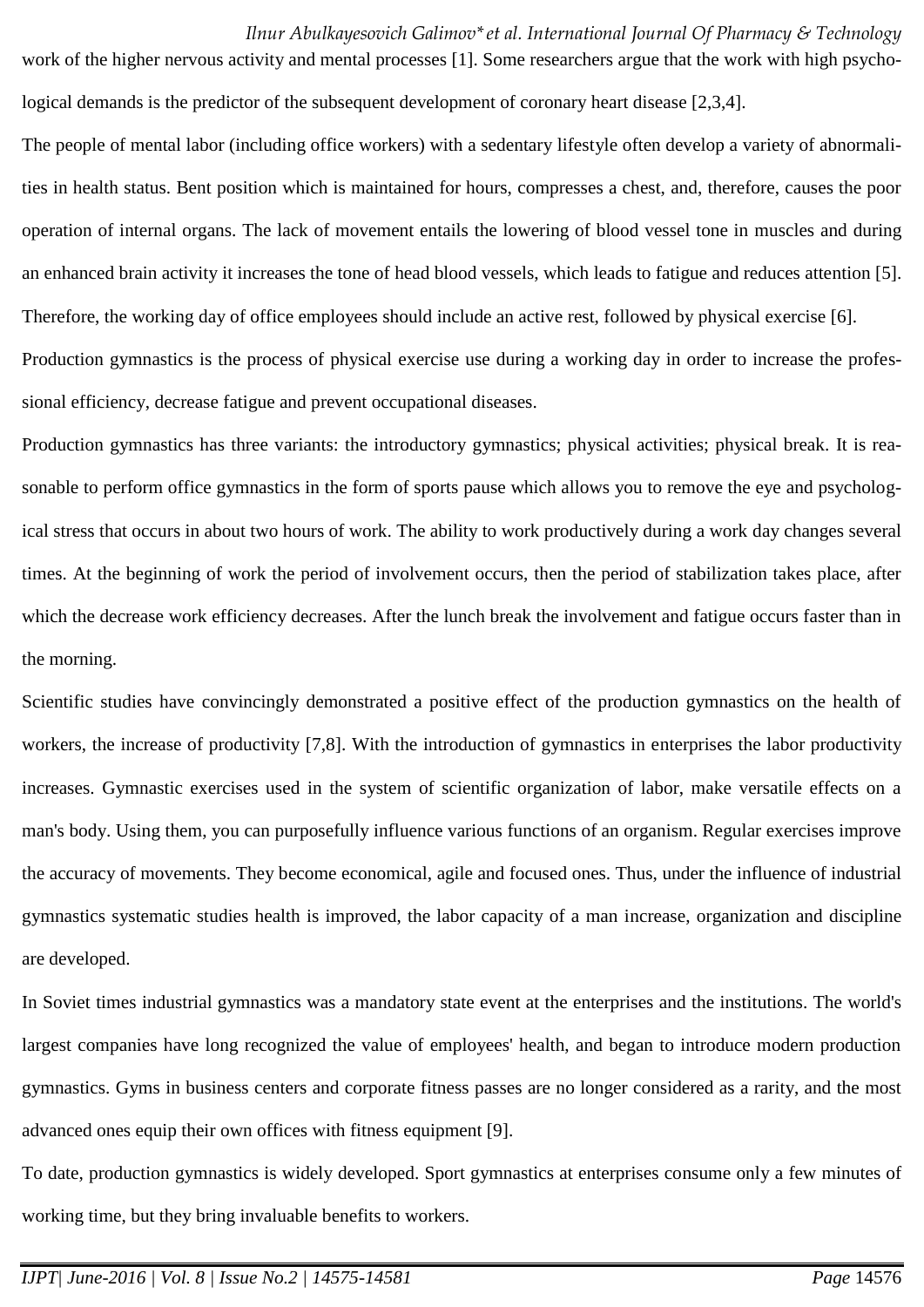work of the higher nervous activity and mental processes [1]. Some researchers argue that the work with high psychological demands is the predictor of the subsequent development of coronary heart disease [2,3,4].

The people of mental labor (including office workers) with a sedentary lifestyle often develop a variety of abnormalities in health status. Bent position which is maintained for hours, compresses a chest, and, therefore, causes the poor operation of internal organs. The lack of movement entails the lowering of blood vessel tone in muscles and during an enhanced brain activity it increases the tone of head blood vessels, which leads to fatigue and reduces attention [5]. Therefore, the working day of office employees should include an active rest, followed by physical exercise [6].

Production gymnastics is the process of physical exercise use during a working day in order to increase the professional efficiency, decrease fatigue and prevent occupational diseases.

Production gymnastics has three variants: the introductory gymnastics; physical activities; physical break. It is reasonable to perform office gymnastics in the form of sports pause which allows you to remove the eye and psychological stress that occurs in about two hours of work. The ability to work productively during a work day changes several times. At the beginning of work the period of involvement occurs, then the period of stabilization takes place, after which the decrease work efficiency decreases. After the lunch break the involvement and fatigue occurs faster than in the morning.

Scientific studies have convincingly demonstrated a positive effect of the production gymnastics on the health of workers, the increase of productivity [7,8]. With the introduction of gymnastics in enterprises the labor productivity increases. Gymnastic exercises used in the system of scientific organization of labor, make versatile effects on a man's body. Using them, you can purposefully influence various functions of an organism. Regular exercises improve the accuracy of movements. They become economical, agile and focused ones. Thus, under the influence of industrial gymnastics systematic studies health is improved, the labor capacity of a man increase, organization and discipline are developed.

In Soviet times industrial gymnastics was a mandatory state event at the enterprises and the institutions. The world's largest companies have long recognized the value of employees' health, and began to introduce modern production gymnastics. Gyms in business centers and corporate fitness passes are no longer considered as a rarity, and the most advanced ones equip their own offices with fitness equipment [9].

To date, production gymnastics is widely developed. Sport gymnastics at enterprises consume only a few minutes of working time, but they bring invaluable benefits to workers.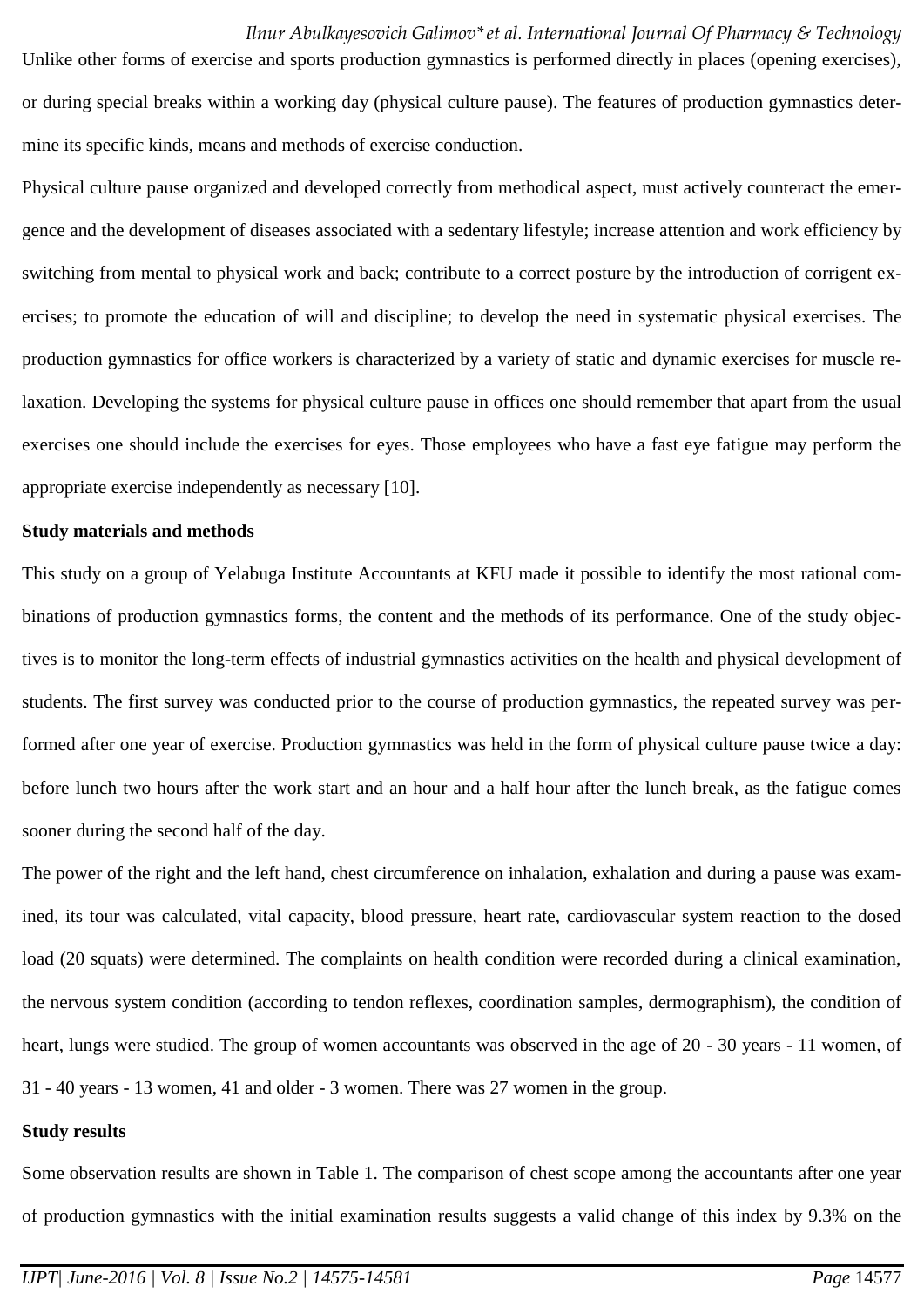Unlike other forms of exercise and sports production gymnastics is performed directly in places (opening exercises), or during special breaks within a working day (physical culture pause). The features of production gymnastics determine its specific kinds, means and methods of exercise conduction.

Physical culture pause organized and developed correctly from methodical aspect, must actively counteract the emergence and the development of diseases associated with a sedentary lifestyle; increase attention and work efficiency by switching from mental to physical work and back; contribute to a correct posture by the introduction of corrigent exercises; to promote the education of will and discipline; to develop the need in systematic physical exercises. The production gymnastics for office workers is characterized by a variety of static and dynamic exercises for muscle relaxation. Developing the systems for physical culture pause in offices one should remember that apart from the usual exercises one should include the exercises for eyes. Those employees who have a fast eye fatigue may perform the appropriate exercise independently as necessary [10].

**Study materials and methods**

This study on a group of Yelabuga Institute Accountants at KFU made it possible to identify the most rational combinations of production gymnastics forms, the content and the methods of its performance. One of the study objectives is to monitor the long-term effects of industrial gymnastics activities on the health and physical development of students. The first survey was conducted prior to the course of production gymnastics, the repeated survey was performed after one year of exercise. Production gymnastics was held in the form of physical culture pause twice a day: before lunch two hours after the work start and an hour and a half hour after the lunch break, as the fatigue comes sooner during the second half of the day.

The power of the right and the left hand, chest circumference on inhalation, exhalation and during a pause was examined, its tour was calculated, vital capacity, blood pressure, heart rate, cardiovascular system reaction to the dosed load (20 squats) were determined. The complaints on health condition were recorded during a clinical examination, the nervous system condition (according to tendon reflexes, coordination samples, dermographism), the condition of heart, lungs were studied. The group of women accountants was observed in the age of 20 - 30 years - 11 women, of 31 - 40 years - 13 women, 41 and older - 3 women. There was 27 women in the group.

**Study results**

Some observation results are shown in Table 1. The comparison of chest scope among the accountants after one year of production gymnastics with the initial examination results suggests a valid change of this index by 9.3% on the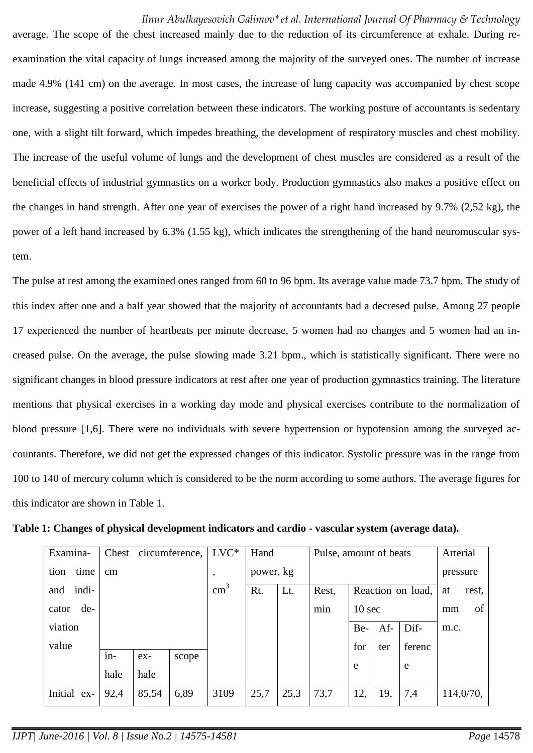average. The scope of the chest increased mainly due to the reduction of its circumference at exhale. During re-examination the vital capacity of lungs increased among the majority of the surveyed ones. The number of increase made 4.9% (141 cm) on the average. In most cases, the increase of lung capacity was accompanied by chest scope increase, suggesting a positive correlation between these indicators. The working posture of accountants is sedentary one, with a slight tilt forward, which impedes breathing, the development of respiratory muscles and chest mobility. The increase of the useful volume of lungs and the development of chest muscles are considered as a result of the beneficial effects of industrial gymnastics on a worker body. Production gymnastics also makes a positive effect on the changes in hand strength. After one year of exercises the power of a right hand increased by 9.7% (2,52 kg), the power of a left hand increased by 6.3% (1.55 kg), which indicates the strengthening of the hand neuromuscular system.

The pulse at rest among the examined ones ranged from 60 to 96 bpm. Its average value made 73.7 bpm. The study of this index after one and a half year showed that the majority of accountants had a decresed pulse. Among 27 people 17 experienced the number of heartbeats per minute decrease, 5 women had no changes and 5 women had an increased pulse. On the average, the pulse slowing made 3.21 bpm., which is statistically significant. There were no significant changes in blood pressure indicators at rest after one year of production gymnastics training. The literature mentions that physical exercises in a working day mode and physical exercises contribute to the normalization of blood pressure [1,6]. There were no individuals with severe hypertension or hypotension among the surveyed accountants. Therefore, we did not get the expressed changes of this indicator. Systolic pressure was in the range from 100 to 140 of mercury column which is considered to be the norm according to some authors. The average figures for this indicator are shown in Table 1.

**Table 1: Changes of physical development indicators and cardio - vascular system (average data).**

| Examination time and indicator deviation value | Chest circumference, cm | | | LVC*, $cm^3$ | Hand power, kg | | Pulse, amount of beats | | | | Arterial pressure at rest, mm of m.c. |
|---|---|---|---|---|---|---|---|---|---|---|---|
| | | | | | Rt. | Lt. | Rest, min | Reaction on load, 10 sec | | | |
| | | | | | | | | Before | After | Difference | |
| | inhale | exhale | scope | | | | | | | | |
| Initial ex- | 92,4 | 85,54 | 6,89 | 3109 | 25,7 | 25,3 | 73,7 | 12, | 19, | 7,4 | 114,0/70, |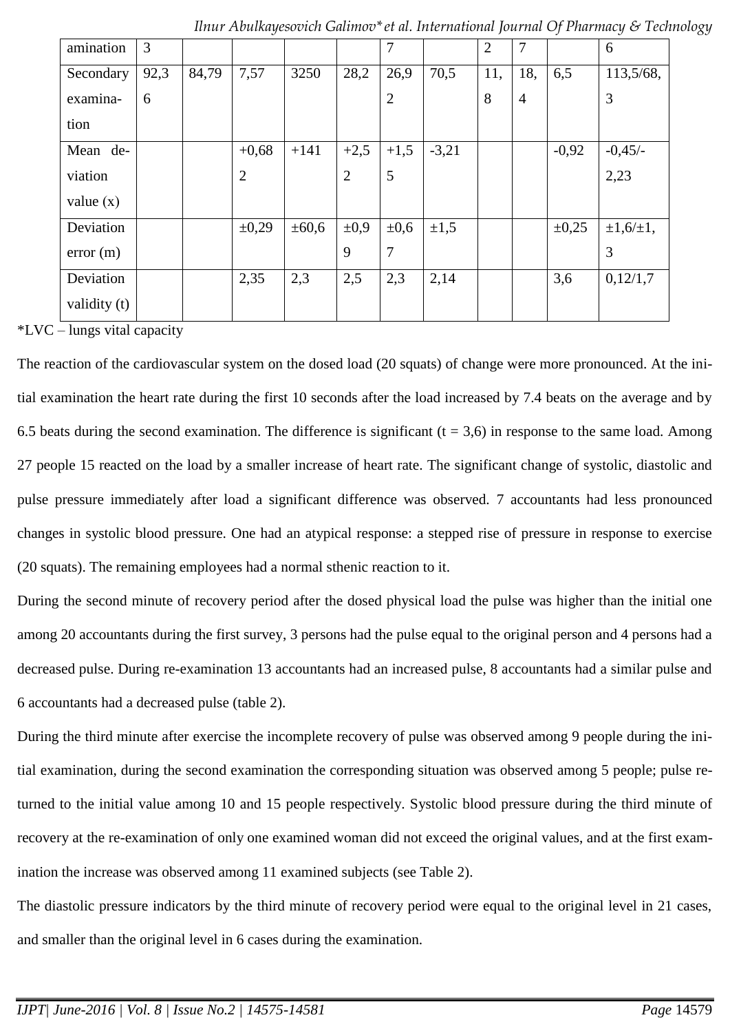| amination | 3 | | | | | 7 | | 2 | 7 | | 6 |
|---|---|---|---|---|---|---|---|---|---|---|---|
| Secondary examination | 92,36 | 84,79 | 7,57 | 3250 | 28,2 | 26,92 | 70,5 | 11,8 | 18,4 | 6,5 | 113,5/68,3 |
| Mean deviation value (x) | | | +0,682 | +141 | +2,52 | +1,55 | -3,21 | | | -0,92 | -0,45/-2,23 |
| Deviation error (m) | | | ±0,29 | ±60,6 | ±0,99 | ±0,67 | ±1,5 | | | ±0,25 | ±1,6/±1,3 |
| Deviation validity (t) | | | 2,35 | 2,3 | 2,5 | 2,3 | 2,14 | | | 3,6 | 0,12/1,7 |

*LVC – lungs vital capacity

The reaction of the cardiovascular system on the dosed load (20 squats) of change were more pronounced. At the initial examination the heart rate during the first 10 seconds after the load increased by 7.4 beats on the average and by 6.5 beats during the second examination. The difference is significant (t = 3,6) in response to the same load. Among 27 people 15 reacted on the load by a smaller increase of heart rate. The significant change of systolic, diastolic and pulse pressure immediately after load a significant difference was observed. 7 accountants had less pronounced changes in systolic blood pressure. One had an atypical response: a stepped rise of pressure in response to exercise (20 squats). The remaining employees had a normal sthenic reaction to it.

During the second minute of recovery period after the dosed physical load the pulse was higher than the initial one among 20 accountants during the first survey, 3 persons had the pulse equal to the original person and 4 persons had a decreased pulse. During re-examination 13 accountants had an increased pulse, 8 accountants had a similar pulse and 6 accountants had a decreased pulse (table 2).

During the third minute after exercise the incomplete recovery of pulse was observed among 9 people during the initial examination, during the second examination the corresponding situation was observed among 5 people; pulse returned to the initial value among 10 and 15 people respectively. Systolic blood pressure during the third minute of recovery at the re-examination of only one examined woman did not exceed the original values, and at the first examination the increase was observed among 11 examined subjects (see Table 2).

The diastolic pressure indicators by the third minute of recovery period were equal to the original level in 21 cases, and smaller than the original level in 6 cases during the examination.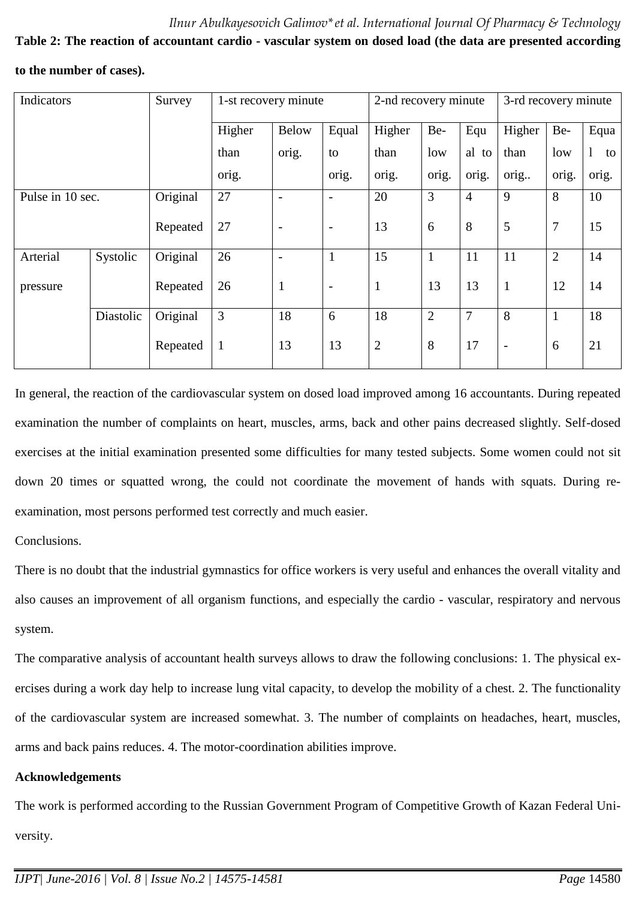**Table 2: The reaction of accountant cardio - vascular system on dosed load (the data are presented according to the number of cases).**

| Indicators | | Survey | 1-st recovery minute | | | 2-nd recovery minute | | | 3-rd recovery minute | | |
|---|---|---|---|---|---|---|---|---|---|---|---|
| | | | Higher than orig. | Below orig. | Equal to orig. | Higher than orig. | Below orig. | Equal to orig. | Higher than orig.. | Below orig. | Equal to orig. |
| Pulse in 10 sec. | | Original | 27 | - | - | 20 | 3 | 4 | 9 | 8 | 10 |
| | | Repeated | 27 | - | - | 13 | 6 | 8 | 5 | 7 | 15 |
| Arterial pressure | Systolic | Original | 26 | - | 1 | 15 | 1 | 11 | 11 | 2 | 14 |
| | | Repeated | 26 | 1 | - | 1 | 13 | 13 | 1 | 12 | 14 |
| | Diastolic | Original | 3 | 18 | 6 | 18 | 2 | 7 | 8 | 1 | 18 |
| | | Repeated | 1 | 13 | 13 | 2 | 8 | 17 | - | 6 | 21 |

In general, the reaction of the cardiovascular system on dosed load improved among 16 accountants. During repeated examination the number of complaints on heart, muscles, arms, back and other pains decreased slightly. Self-dosed exercises at the initial examination presented some difficulties for many tested subjects. Some women could not sit down 20 times or squatted wrong, the could not coordinate the movement of hands with squats. During re-examination, most persons performed test correctly and much easier.

Conclusions.

There is no doubt that the industrial gymnastics for office workers is very useful and enhances the overall vitality and also causes an improvement of all organism functions, and especially the cardio - vascular, respiratory and nervous system.

The comparative analysis of accountant health surveys allows to draw the following conclusions: 1. The physical exercises during a work day help to increase lung vital capacity, to develop the mobility of a chest. 2. The functionality of the cardiovascular system are increased somewhat. 3. The number of complaints on headaches, heart, muscles, arms and back pains reduces. 4. The motor-coordination abilities improve.

**Acknowledgements**

The work is performed according to the Russian Government Program of Competitive Growth of Kazan Federal University.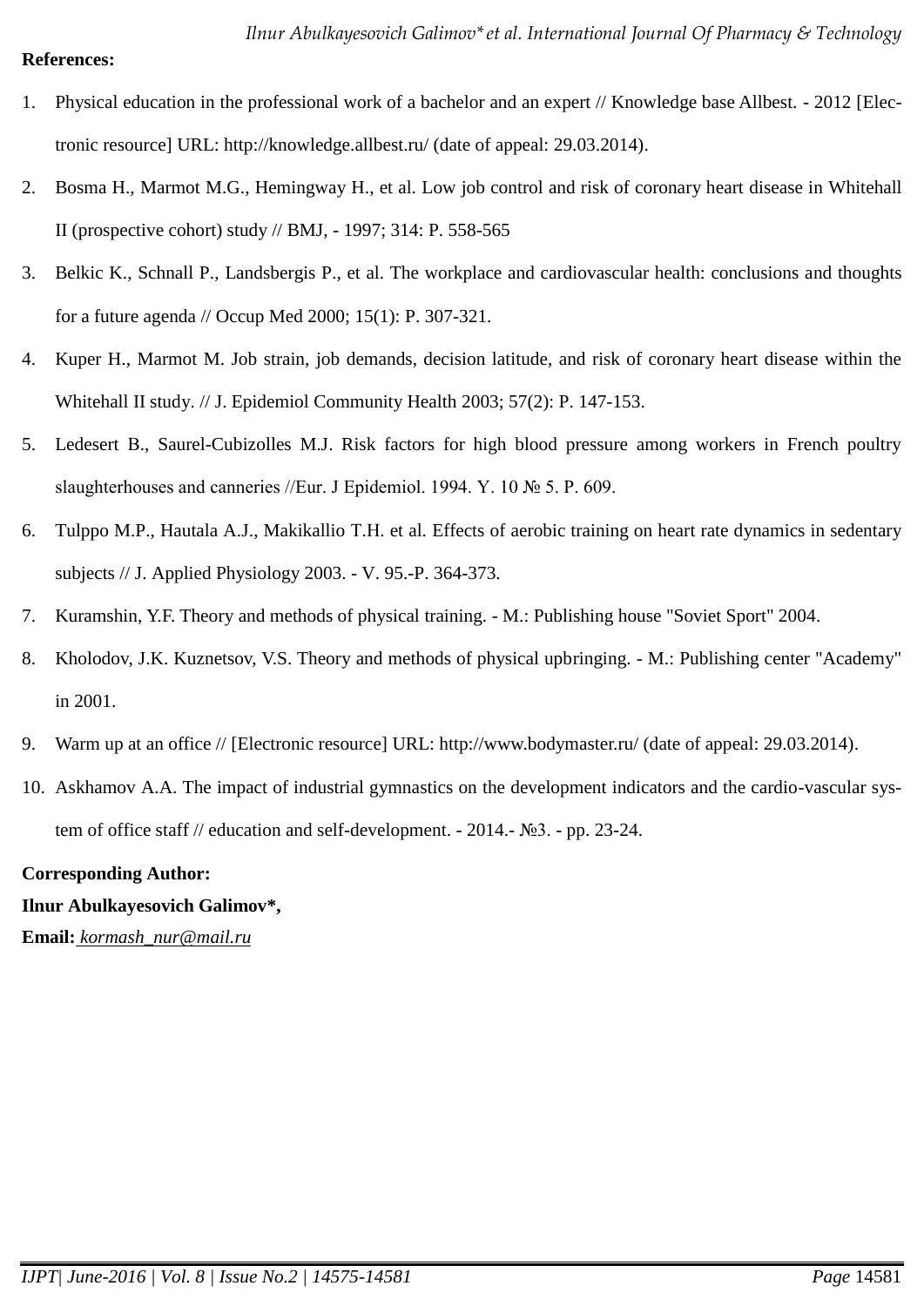**References:**

1. Physical education in the professional work of a bachelor and an expert // Knowledge base Allbest. - 2012 [Electronic resource] URL: http://knowledge.allbest.ru/ (date of appeal: 29.03.2014).
2. Bosma H., Marmot M.G., Hemingway H., et al. Low job control and risk of coronary heart disease in Whitehall II (prospective cohort) study // BMJ, - 1997; 314: P. 558-565
3. Belkic K., Schnall P., Landsbergis P., et al. The workplace and cardiovascular health: conclusions and thoughts for a future agenda // Occup Med 2000; 15(1): P. 307-321.
4. Kuper H., Marmot M. Job strain, job demands, decision latitude, and risk of coronary heart disease within the Whitehall II study. // J. Epidemiol Community Health 2003; 57(2): P. 147-153.
5. Ledesert B., Saurel-Cubizolles M.J. Risk factors for high blood pressure among workers in French poultry slaughterhouses and canneries //Eur. J Epidemiol. 1994. Y. 10 № 5. P. 609.
6. Tulppo M.P., Hautala A.J., Makikallio T.H. et al. Effects of aerobic training on heart rate dynamics in sedentary subjects // J. Applied Physiology 2003. - V. 95.-P. 364-373.
7. Kuramshin, Y.F. Theory and methods of physical training. - M.: Publishing house "Soviet Sport" 2004.
8. Kholodov, J.K. Kuznetsov, V.S. Theory and methods of physical upbringing. - M.: Publishing center "Academy" in 2001.
9. Warm up at an office // [Electronic resource] URL: http://www.bodymaster.ru/ (date of appeal: 29.03.2014).
10. Askhamov A.A. The impact of industrial gymnastics on the development indicators and the cardio-vascular system of office staff // education and self-development. - 2014.- №3. - pp. 23-24.

**Corresponding Author:**

**Ilnur Abulkayesovich Galimov*,**

**Email:** *kormash_nur@mail.ru*